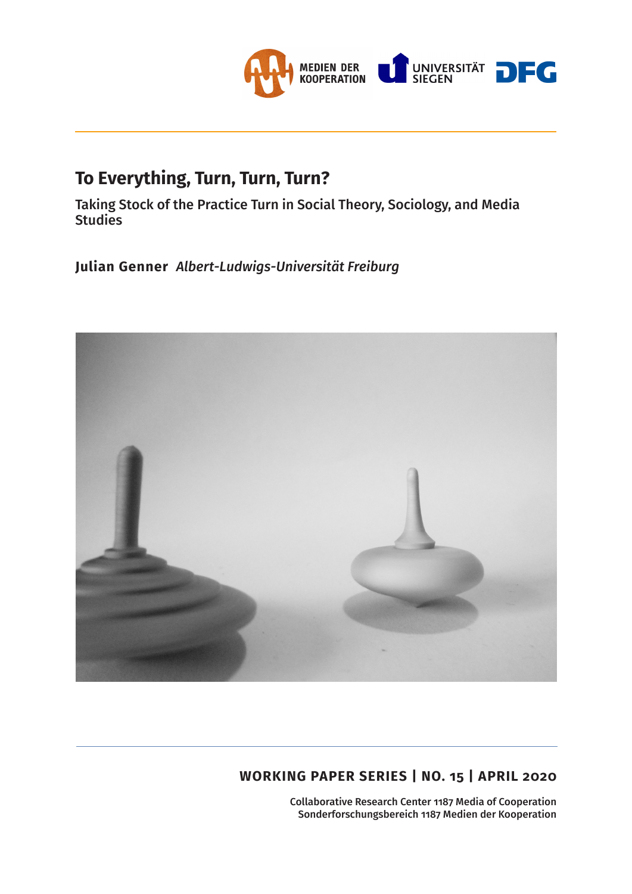MEDIEN DER KOOPERATION

UNIVERSITÄT SIEGEN

DFG

# To Everything, Turn, Turn, Turn?

## Taking Stock of the Practice Turn in Social Theory, Sociology, and Media Studies

**Julian Genner** *Albert-Ludwigs-Universität Freiburg*

**WORKING PAPER SERIES | NO. 15 | APRIL 2020**

**Collaborative Research Center 1187 Media of Cooperation**
**Sonderforschungsbereich 1187 Medien der Kooperation**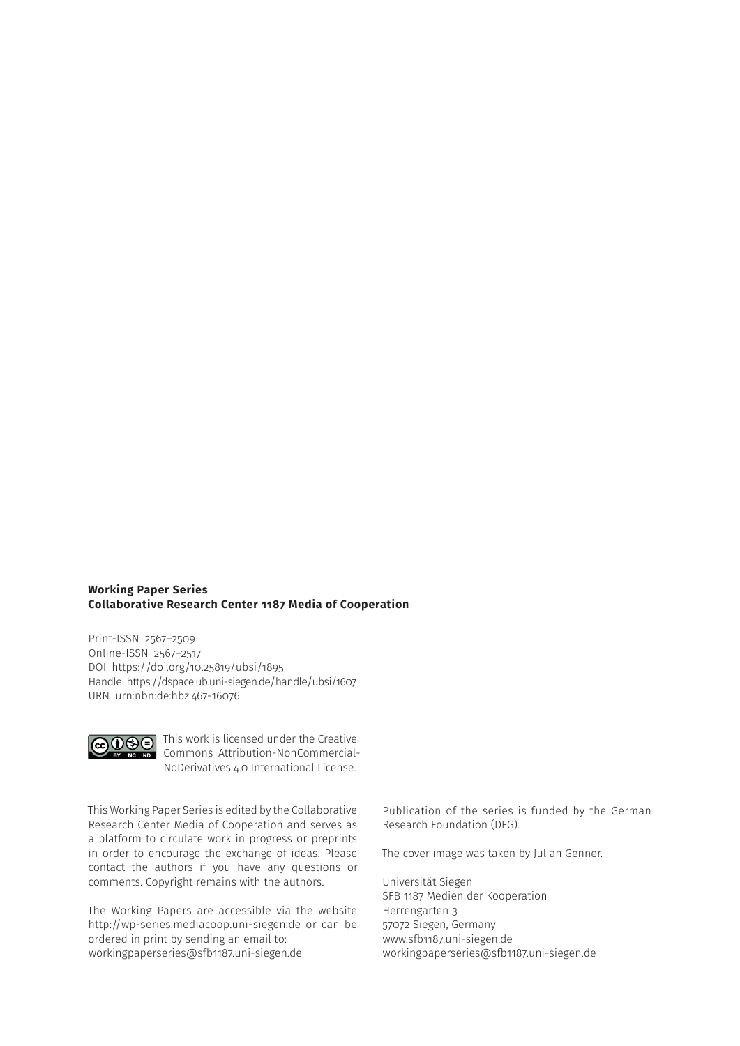**Working Paper Series**
**Collaborative Research Center 1187 Media of Cooperation**

Print-ISSN 2567–2509
Online-ISSN 2567–2517
DOI https://doi.org/10.25819/ubsi/1895
Handle https://dspace.ub.uni-siegen.de/handle/ubsi/1607
URN urn:nbn:de:hbz:467-16076

This work is licensed under the Creative Commons Attribution-NonCommercial-NoDerivatives 4.0 International License.

This Working Paper Series is edited by the Collaborative Research Center Media of Cooperation and serves as a platform to circulate work in progress or preprints in order to encourage the exchange of ideas. Please contact the authors if you have any questions or comments. Copyright remains with the authors.

The Working Papers are accessible via the website http://wp-series.mediacoop.uni-siegen.de or can be ordered in print by sending an email to: workingpaperseries@sfb1187.uni-siegen.de

Publication of the series is funded by the German Research Foundation (DFG).

The cover image was taken by Julian Genner.

Universität Siegen
SFB 1187 Medien der Kooperation
Herrengarten 3
57072 Siegen, Germany
www.sfb1187.uni-siegen.de
workingpaperseries@sfb1187.uni-siegen.de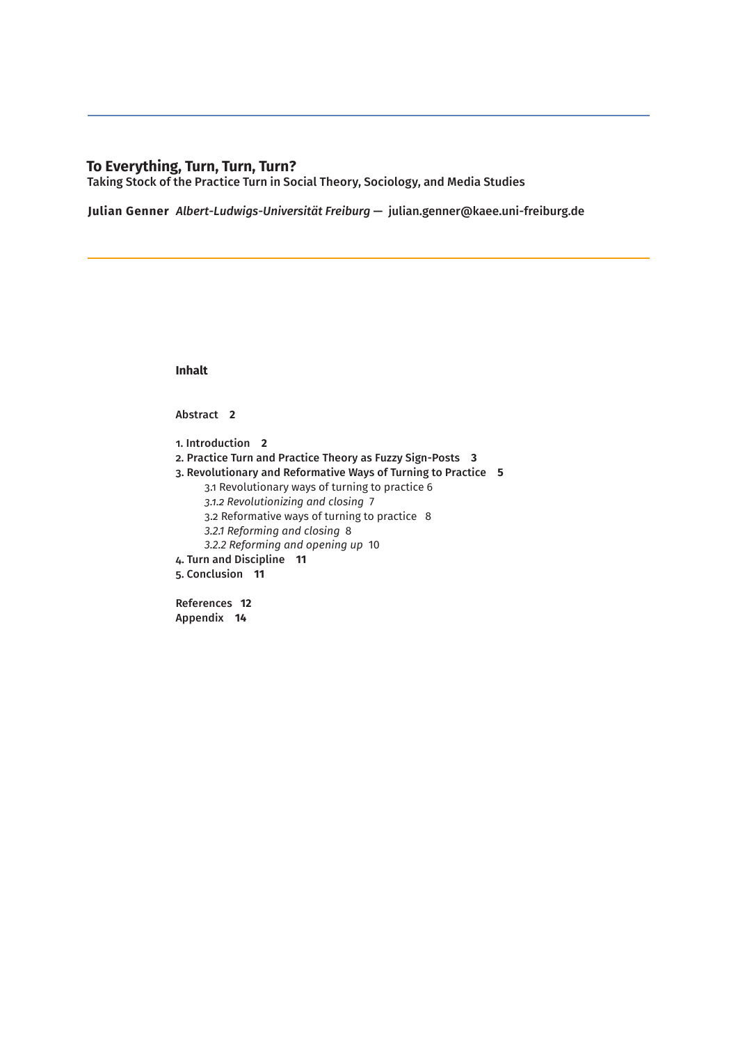# To Everything, Turn, Turn, Turn?

Taking Stock of the Practice Turn in Social Theory, Sociology, and Media Studies

**Julian Genner** *Albert-Ludwigs-Universität Freiburg* — **julian.genner@kaee.uni-freiburg.de**

**Inhalt**

**Abstract 2**

**1. Introduction 2**
**2. Practice Turn and Practice Theory as Fuzzy Sign-Posts 3**
**3. Revolutionary and Reformative Ways of Turning to Practice 5**
  3.1 Revolutionary ways of turning to practice 6
  *3.1.2 Revolutionizing and closing* 7
  3.2 Reformative ways of turning to practice 8
  *3.2.1 Reforming and closing* 8
  *3.2.2 Reforming and opening up* 10
**4. Turn and Discipline 11**
**5. Conclusion 11**

**References 12**
**Appendix 14**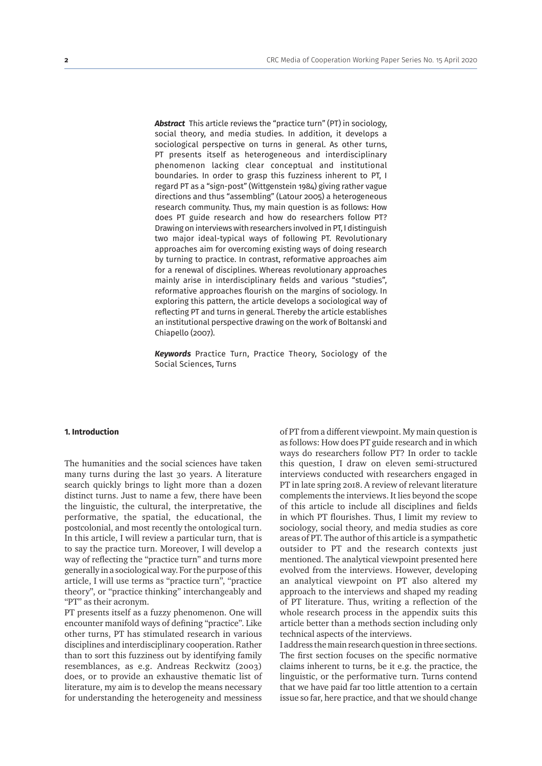***Abstract*** This article reviews the "practice turn" (PT) in sociology, social theory, and media studies. In addition, it develops a sociological perspective on turns in general. As other turns, PT presents itself as heterogeneous and interdisciplinary phenomenon lacking clear conceptual and institutional boundaries. In order to grasp this fuzziness inherent to PT, I regard PT as a "sign-post" (Wittgenstein 1984) giving rather vague directions and thus "assembling" (Latour 2005) a heterogeneous research community. Thus, my main question is as follows: How does PT guide research and how do researchers follow PT? Drawing on interviews with researchers involved in PT, I distinguish two major ideal-typical ways of following PT. Revolutionary approaches aim for overcoming existing ways of doing research by turning to practice. In contrast, reformative approaches aim for a renewal of disciplines. Whereas revolutionary approaches mainly arise in interdisciplinary fields and various "studies", reformative approaches flourish on the margins of sociology. In exploring this pattern, the article develops a sociological way of reflecting PT and turns in general. Thereby the article establishes an institutional perspective drawing on the work of Boltanski and Chiapello (2007).

***Keywords*** Practice Turn, Practice Theory, Sociology of the Social Sciences, Turns

## 1. Introduction

The humanities and the social sciences have taken many turns during the last 30 years. A literature search quickly brings to light more than a dozen distinct turns. Just to name a few, there have been the linguistic, the cultural, the interpretative, the performative, the spatial, the educational, the postcolonial, and most recently the ontological turn. In this article, I will review a particular turn, that is to say the practice turn. Moreover, I will develop a way of reflecting the "practice turn" and turns more generally in a sociological way. For the purpose of this article, I will use terms as "practice turn", "practice theory", or "practice thinking" interchangeably and "PT" as their acronym.

PT presents itself as a fuzzy phenomenon. One will encounter manifold ways of defining "practice". Like other turns, PT has stimulated research in various disciplines and interdisciplinary cooperation. Rather than to sort this fuzziness out by identifying family resemblances, as e.g. Andreas Reckwitz (2003) does, or to provide an exhaustive thematic list of literature, my aim is to develop the means necessary for understanding the heterogeneity and messiness of PT from a different viewpoint. My main question is as follows: How does PT guide research and in which ways do researchers follow PT? In order to tackle this question, I draw on eleven semi-structured interviews conducted with researchers engaged in PT in late spring 2018. A review of relevant literature complements the interviews. It lies beyond the scope of this article to include all disciplines and fields in which PT flourishes. Thus, I limit my review to sociology, social theory, and media studies as core areas of PT. The author of this article is a sympathetic outsider to PT and the research contexts just mentioned. The analytical viewpoint presented here evolved from the interviews. However, developing an analytical viewpoint on PT also altered my approach to the interviews and shaped my reading of PT literature. Thus, writing a reflection of the whole research process in the appendix suits this article better than a methods section including only technical aspects of the interviews.

I address the main research question in three sections. The first section focuses on the specific normative claims inherent to turns, be it e.g. the practice, the linguistic, or the performative turn. Turns contend that we have paid far too little attention to a certain issue so far, here practice, and that we should change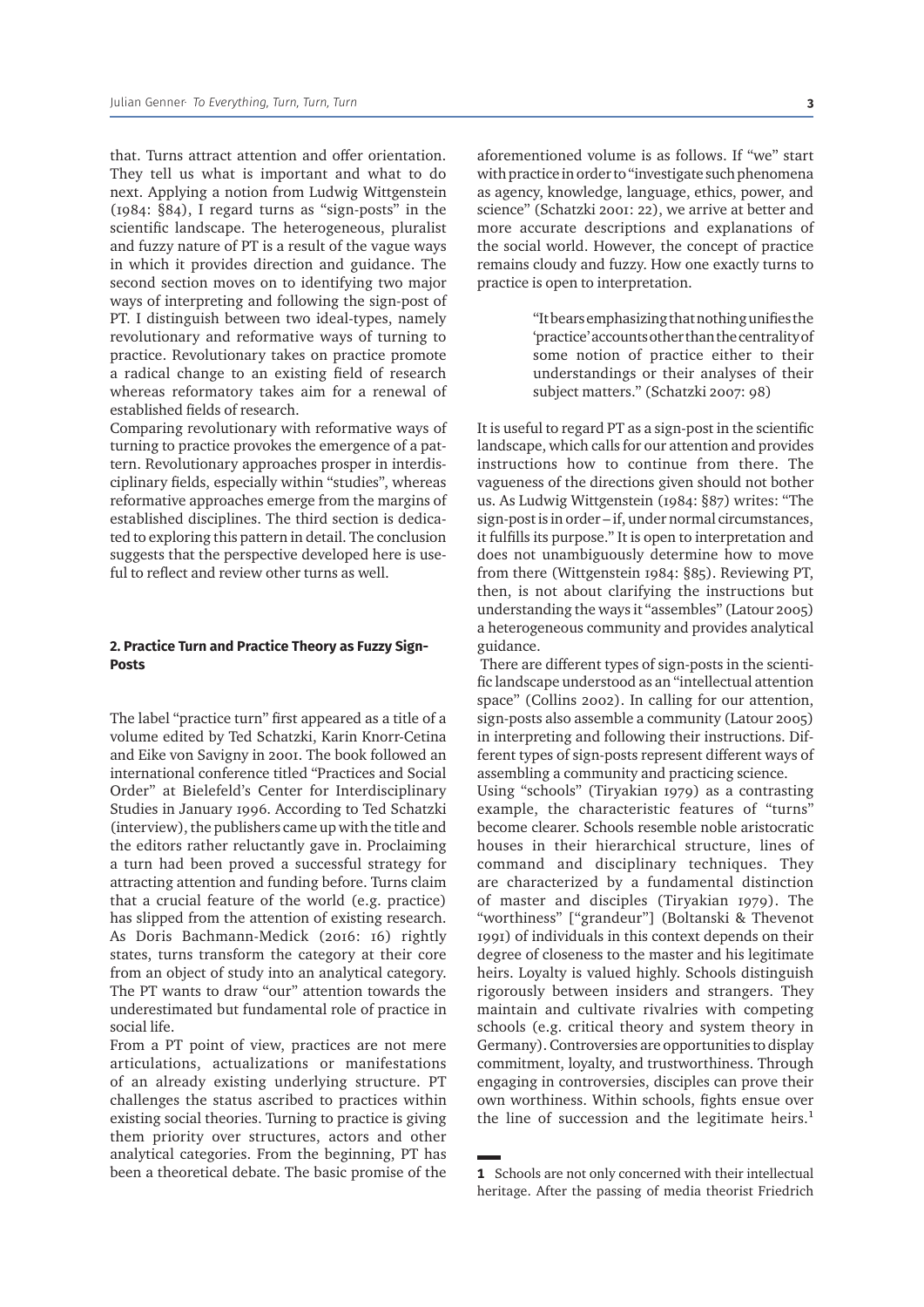that. Turns attract attention and offer orientation. They tell us what is important and what to do next. Applying a notion from Ludwig Wittgenstein (1984: §84), I regard turns as "sign-posts" in the scientific landscape. The heterogeneous, pluralist and fuzzy nature of PT is a result of the vague ways in which it provides direction and guidance. The second section moves on to identifying two major ways of interpreting and following the sign-post of PT. I distinguish between two ideal-types, namely revolutionary and reformative ways of turning to practice. Revolutionary takes on practice promote a radical change to an existing field of research whereas reformatory takes aim for a renewal of established fields of research.

Comparing revolutionary with reformative ways of turning to practice provokes the emergence of a pattern. Revolutionary approaches prosper in interdisciplinary fields, especially within "studies", whereas reformative approaches emerge from the margins of established disciplines. The third section is dedicated to exploring this pattern in detail. The conclusion suggests that the perspective developed here is useful to reflect and review other turns as well.

## 2. Practice Turn and Practice Theory as Fuzzy Sign-Posts

The label "practice turn" first appeared as a title of a volume edited by Ted Schatzki, Karin Knorr-Cetina and Eike von Savigny in 2001. The book followed an international conference titled "Practices and Social Order" at Bielefeld's Center for Interdisciplinary Studies in January 1996. According to Ted Schatzki (interview), the publishers came up with the title and the editors rather reluctantly gave in. Proclaiming a turn had been proved a successful strategy for attracting attention and funding before. Turns claim that a crucial feature of the world (e.g. practice) has slipped from the attention of existing research. As Doris Bachmann-Medick (2016: 16) rightly states, turns transform the category at their core from an object of study into an analytical category. The PT wants to draw "our" attention towards the underestimated but fundamental role of practice in social life.

From a PT point of view, practices are not mere articulations, actualizations or manifestations of an already existing underlying structure. PT challenges the status ascribed to practices within existing social theories. Turning to practice is giving them priority over structures, actors and other analytical categories. From the beginning, PT has been a theoretical debate. The basic promise of the aforementioned volume is as follows. If "we" start with practice in order to "investigate such phenomena as agency, knowledge, language, ethics, power, and science" (Schatzki 2001: 22), we arrive at better and more accurate descriptions and explanations of the social world. However, the concept of practice remains cloudy and fuzzy. How one exactly turns to practice is open to interpretation.

> "It bears emphasizing that nothing unifies the 'practice' accounts other than the centrality of some notion of practice either to their understandings or their analyses of their subject matters." (Schatzki 2007: 98)

It is useful to regard PT as a sign-post in the scientific landscape, which calls for our attention and provides instructions how to continue from there. The vagueness of the directions given should not bother us. As Ludwig Wittgenstein (1984: §87) writes: "The sign-post is in order – if, under normal circumstances, it fulfills its purpose." It is open to interpretation and does not unambiguously determine how to move from there (Wittgenstein 1984: §85). Reviewing PT, then, is not about clarifying the instructions but understanding the ways it "assembles" (Latour 2005) a heterogeneous community and provides analytical guidance.

There are different types of sign-posts in the scientific landscape understood as an "intellectual attention space" (Collins 2002). In calling for our attention, sign-posts also assemble a community (Latour 2005) in interpreting and following their instructions. Different types of sign-posts represent different ways of assembling a community and practicing science.

Using "schools" (Tiryakian 1979) as a contrasting example, the characteristic features of "turns" become clearer. Schools resemble noble aristocratic houses in their hierarchical structure, lines of command and disciplinary techniques. They are characterized by a fundamental distinction of master and disciples (Tiryakian 1979). The "worthiness" ["grandeur"] (Boltanski & Thevenot 1991) of individuals in this context depends on their degree of closeness to the master and his legitimate heirs. Loyalty is valued highly. Schools distinguish rigorously between insiders and strangers. They maintain and cultivate rivalries with competing schools (e.g. critical theory and system theory in Germany). Controversies are opportunities to display commitment, loyalty, and trustworthiness. Through engaging in controversies, disciples can prove their own worthiness. Within schools, fights ensue over the line of succession and the legitimate heirs.[1]

---

**1** Schools are not only concerned with their intellectual heritage. After the passing of media theorist Friedrich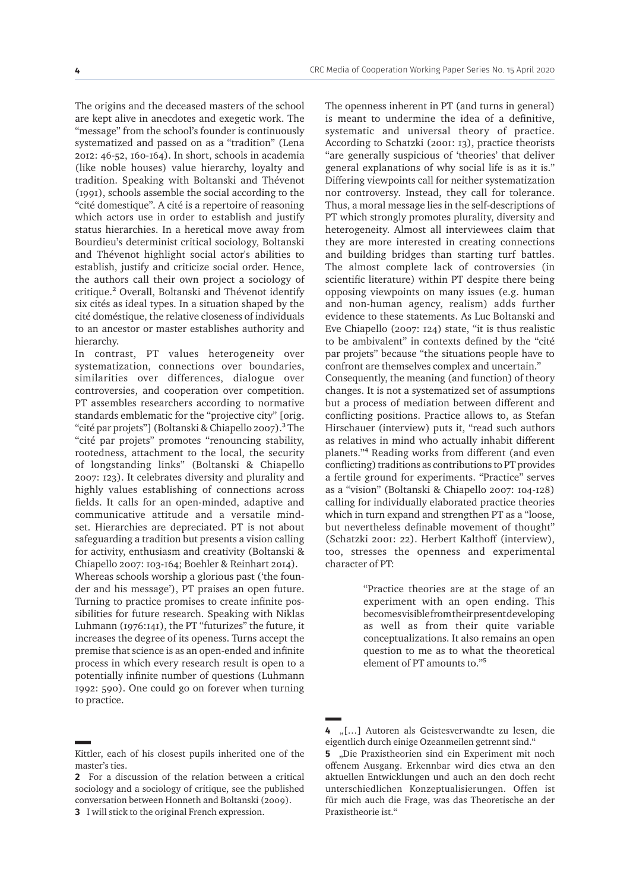The origins and the deceased masters of the school are kept alive in anecdotes and exegetic work. The "message" from the school's founder is continuously systematized and passed on as a "tradition" (Lena 2012: 46-52, 160-164). In short, schools in academia (like noble houses) value hierarchy, loyalty and tradition. Speaking with Boltanski and Thévenot (1991), schools assemble the social according to the "cité domestique". A cité is a repertoire of reasoning which actors use in order to establish and justify status hierarchies. In a heretical move away from Bourdieu's determinist critical sociology, Boltanski and Thévenot highlight social actor's abilities to establish, justify and criticize social order. Hence, the authors call their own project a sociology of critique.[2] Overall, Boltanski and Thévenot identify six cités as ideal types. In a situation shaped by the cité doméstique, the relative closeness of individuals to an ancestor or master establishes authority and hierarchy.

In contrast, PT values heterogeneity over systematization, connections over boundaries, similarities over differences, dialogue over controversies, and cooperation over competition. PT assembles researchers according to normative standards emblematic for the "projective city" [orig. "cité par projets"] (Boltanski & Chiapello 2007).[3] The "cité par projets" promotes "renouncing stability, rootedness, attachment to the local, the security of longstanding links" (Boltanski & Chiapello 2007: 123). It celebrates diversity and plurality and highly values establishing of connections across fields. It calls for an open-minded, adaptive and communicative attitude and a versatile mindset. Hierarchies are depreciated. PT is not about safeguarding a tradition but presents a vision calling for activity, enthusiasm and creativity (Boltanski & Chiapello 2007: 103-164; Boehler & Reinhart 2014).

Whereas schools worship a glorious past ('the founder and his message'), PT praises an open future. Turning to practice promises to create infinite possibilities for future research. Speaking with Niklas Luhmann (1976:141), the PT "futurizes" the future, it increases the degree of its openess. Turns accept the premise that science is as an open-ended and infinite process in which every research result is open to a potentially infinite number of questions (Luhmann 1992: 590). One could go on forever when turning to practice.

The openness inherent in PT (and turns in general) is meant to undermine the idea of a definitive, systematic and universal theory of practice. According to Schatzki (2001: 13), practice theorists "are generally suspicious of 'theories' that deliver general explanations of why social life is as it is." Differing viewpoints call for neither systematization nor controversy. Instead, they call for tolerance. Thus, a moral message lies in the self-descriptions of PT which strongly promotes plurality, diversity and heterogeneity. Almost all interviewees claim that they are more interested in creating connections and building bridges than starting turf battles. The almost complete lack of controversies (in scientific literature) within PT despite there being opposing viewpoints on many issues (e.g. human and non-human agency, realism) adds further evidence to these statements. As Luc Boltanski and Eve Chiapello (2007: 124) state, "it is thus realistic to be ambivalent" in contexts defined by the "cité par projets" because "the situations people have to confront are themselves complex and uncertain."

Consequently, the meaning (and function) of theory changes. It is not a systematized set of assumptions but a process of mediation between different and conflicting positions. Practice allows to, as Stefan Hirschauer (interview) puts it, "read such authors as relatives in mind who actually inhabit different planets."[4] Reading works from different (and even conflicting) traditions as contributions to PT provides a fertile ground for experiments. "Practice" serves as a "vision" (Boltanski & Chiapello 2007: 104-128) calling for individually elaborated practice theories which in turn expand and strengthen PT as a "loose, but nevertheless definable movement of thought" (Schatzki 2001: 22). Herbert Kalthoff (interview), too, stresses the openness and experimental character of PT:

> "Practice theories are at the stage of an experiment with an open ending. This becomes visible from their present developing as well as from their quite variable conceptualizations. It also remains an open question to me as to what the theoretical element of PT amounts to."[5]

---

Kittler, each of his closest pupils inherited one of the master's ties.

**2** For a discussion of the relation between a critical sociology and a sociology of critique, see the published conversation between Honneth and Boltanski (2009).

**3** I will stick to the original French expression.

**4** „[…] Autoren als Geistesverwandte zu lesen, die eigentlich durch einige Ozeanmeilen getrennt sind."

**5** „Die Praxistheorien sind ein Experiment mit noch offenem Ausgang. Erkennbar wird dies etwa an den aktuellen Entwicklungen und auch an den doch recht unterschiedlichen Konzeptualisierungen. Offen ist für mich auch die Frage, was das Theoretische an der Praxistheorie ist."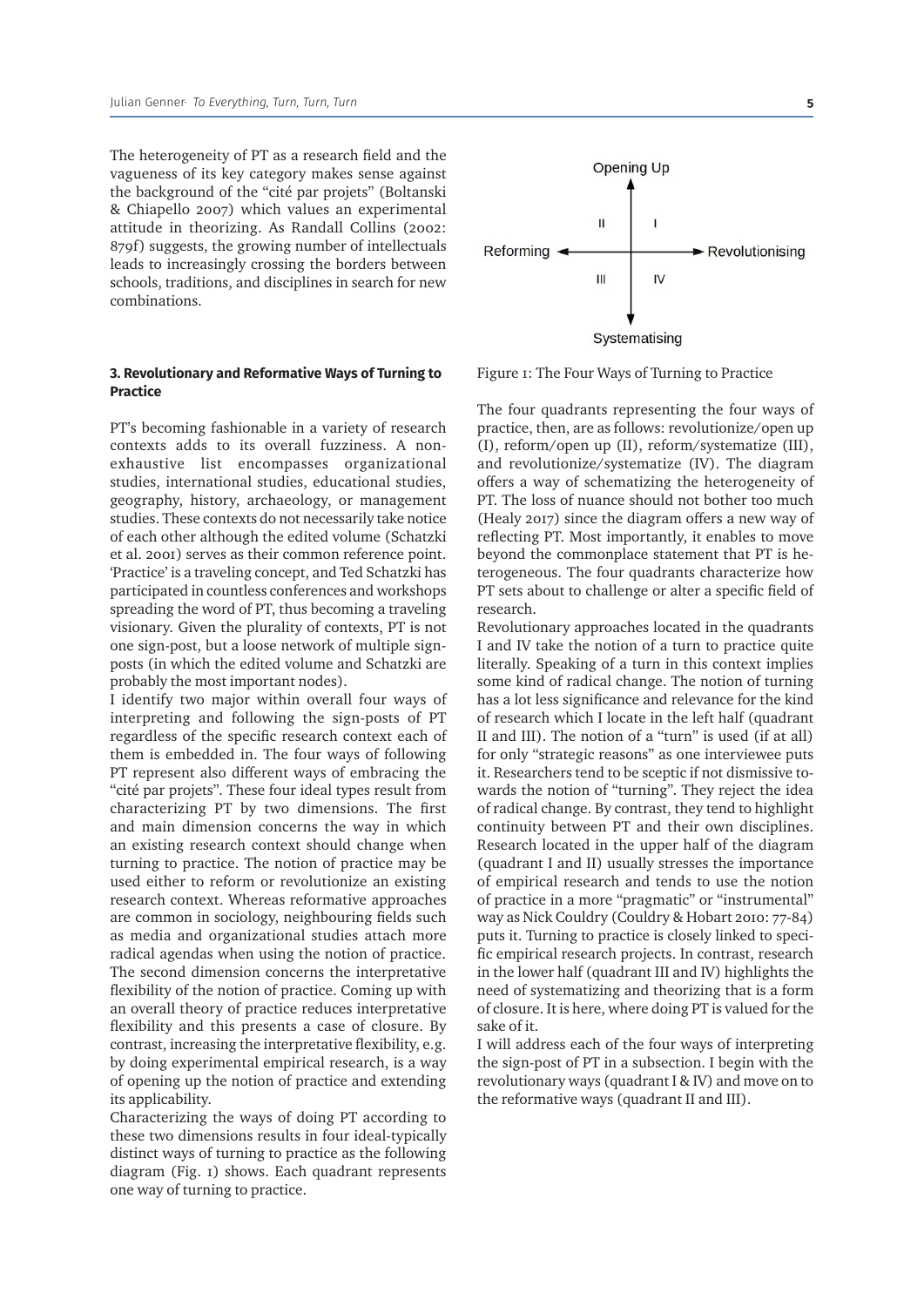The heterogeneity of PT as a research field and the vagueness of its key category makes sense against the background of the "cité par projets" (Boltanski & Chiapello 2007) which values an experimental attitude in theorizing. As Randall Collins (2002: 879f) suggests, the growing number of intellectuals leads to increasingly crossing the borders between schools, traditions, and disciplines in search for new combinations.

### 3. Revolutionary and Reformative Ways of Turning to Practice

PT's becoming fashionable in a variety of research contexts adds to its overall fuzziness. A non-exhaustive list encompasses organizational studies, international studies, educational studies, geography, history, archaeology, or management studies. These contexts do not necessarily take notice of each other although the edited volume (Schatzki et al. 2001) serves as their common reference point. 'Practice' is a traveling concept, and Ted Schatzki has participated in countless conferences and workshops spreading the word of PT, thus becoming a traveling visionary. Given the plurality of contexts, PT is not one sign-post, but a loose network of multiple sign-posts (in which the edited volume and Schatzki are probably the most important nodes).

I identify two major within overall four ways of interpreting and following the sign-posts of PT regardless of the specific research context each of them is embedded in. The four ways of following PT represent also different ways of embracing the "cité par projets". These four ideal types result from characterizing PT by two dimensions. The first and main dimension concerns the way in which an existing research context should change when turning to practice. The notion of practice may be used either to reform or revolutionize an existing research context. Whereas reformative approaches are common in sociology, neighbouring fields such as media and organizational studies attach more radical agendas when using the notion of practice. The second dimension concerns the interpretative flexibility of the notion of practice. Coming up with an overall theory of practice reduces interpretative flexibility and this presents a case of closure. By contrast, increasing the interpretative flexibility, e.g. by doing experimental empirical research, is a way of opening up the notion of practice and extending its applicability.

Characterizing the ways of doing PT according to these two dimensions results in four ideal-typically distinct ways of turning to practice as the following diagram (Fig. 1) shows. Each quadrant represents one way of turning to practice.

Opening Up

| II | I |
| --- | --- |
| III | IV |

Reforming ← → Revolutionising

Systematising

Figure 1: The Four Ways of Turning to Practice

The four quadrants representing the four ways of practice, then, are as follows: revolutionize/open up (I), reform/open up (II), reform/systematize (III), and revolutionize/systematize (IV). The diagram offers a way of schematizing the heterogeneity of PT. The loss of nuance should not bother too much (Healy 2017) since the diagram offers a new way of reflecting PT. Most importantly, it enables to move beyond the commonplace statement that PT is heterogeneous. The four quadrants characterize how PT sets about to challenge or alter a specific field of research.

Revolutionary approaches located in the quadrants I and IV take the notion of a turn to practice quite literally. Speaking of a turn in this context implies some kind of radical change. The notion of turning has a lot less significance and relevance for the kind of research which I locate in the left half (quadrant II and III). The notion of a "turn" is used (if at all) for only "strategic reasons" as one interviewee puts it. Researchers tend to be sceptic if not dismissive towards the notion of "turning". They reject the idea of radical change. By contrast, they tend to highlight continuity between PT and their own disciplines. Research located in the upper half of the diagram (quadrant I and II) usually stresses the importance of empirical research and tends to use the notion of practice in a more "pragmatic" or "instrumental" way as Nick Couldry (Couldry & Hobart 2010: 77-84) puts it. Turning to practice is closely linked to specific empirical research projects. In contrast, research in the lower half (quadrant III and IV) highlights the need of systematizing and theorizing that is a form of closure. It is here, where doing PT is valued for the sake of it.

I will address each of the four ways of interpreting the sign-post of PT in a subsection. I begin with the revolutionary ways (quadrant I & IV) and move on to the reformative ways (quadrant II and III).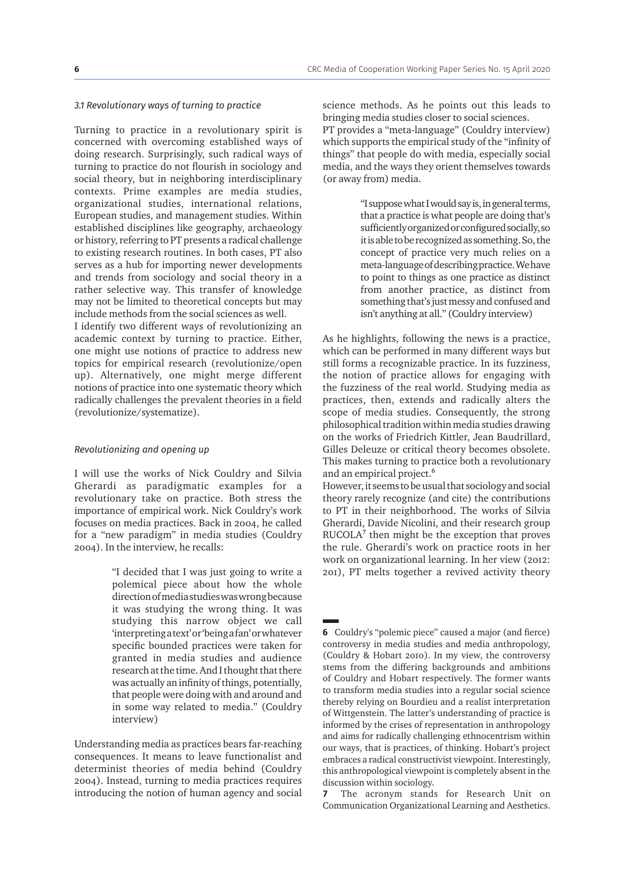### *3.1 Revolutionary ways of turning to practice*

Turning to practice in a revolutionary spirit is concerned with overcoming established ways of doing research. Surprisingly, such radical ways of turning to practice do not flourish in sociology and social theory, but in neighboring interdisciplinary contexts. Prime examples are media studies, organizational studies, international relations, European studies, and management studies. Within established disciplines like geography, archaeology or history, referring to PT presents a radical challenge to existing research routines. In both cases, PT also serves as a hub for importing newer developments and trends from sociology and social theory in a rather selective way. This transfer of knowledge may not be limited to theoretical concepts but may include methods from the social sciences as well.

I identify two different ways of revolutionizing an academic context by turning to practice. Either, one might use notions of practice to address new topics for empirical research (revolutionize/open up). Alternatively, one might merge different notions of practice into one systematic theory which radically challenges the prevalent theories in a field (revolutionize/systematize).

#### *Revolutionizing and opening up*

I will use the works of Nick Couldry and Silvia Gherardi as paradigmatic examples for a revolutionary take on practice. Both stress the importance of empirical work. Nick Couldry's work focuses on media practices. Back in 2004, he called for a "new paradigm" in media studies (Couldry 2004). In the interview, he recalls:

> "I decided that I was just going to write a polemical piece about how the whole direction of media studies was wrong because it was studying the wrong thing. It was studying this narrow object we call 'interpreting a text' or 'being a fan' or whatever specific bounded practices were taken for granted in media studies and audience research at the time. And I thought that there was actually an infinity of things, potentially, that people were doing with and around and in some way related to media." (Couldry interview)

Understanding media as practices bears far-reaching consequences. It means to leave functionalist and determinist theories of media behind (Couldry 2004). Instead, turning to media practices requires introducing the notion of human agency and social science methods. As he points out this leads to bringing media studies closer to social sciences.

PT provides a "meta-language" (Couldry interview) which supports the empirical study of the "infinity of things" that people do with media, especially social media, and the ways they orient themselves towards (or away from) media.

> "I suppose what I would say is, in general terms, that a practice is what people are doing that's sufficiently organized or configured socially, so it is able to be recognized as something. So, the concept of practice very much relies on a meta-language of describing practice. We have to point to things as one practice as distinct from another practice, as distinct from something that's just messy and confused and isn't anything at all." (Couldry interview)

As he highlights, following the news is a practice, which can be performed in many different ways but still forms a recognizable practice. In its fuzziness, the notion of practice allows for engaging with the fuzziness of the real world. Studying media as practices, then, extends and radically alters the scope of media studies. Consequently, the strong philosophical tradition within media studies drawing on the works of Friedrich Kittler, Jean Baudrillard, Gilles Deleuze or critical theory becomes obsolete. This makes turning to practice both a revolutionary and an empirical project.[6]

However, it seems to be usual that sociology and social theory rarely recognize (and cite) the contributions to PT in their neighborhood. The works of Silvia Gherardi, Davide Nicolini, and their research group RUCOLA[7] then might be the exception that proves the rule. Gherardi's work on practice roots in her work on organizational learning. In her view (2012: 201), PT melts together a revived activity theory

---

**6** Couldry's "polemic piece" caused a major (and fierce) controversy in media studies and media anthropology, (Couldry & Hobart 2010). In my view, the controversy stems from the differing backgrounds and ambitions of Couldry and Hobart respectively. The former wants to transform media studies into a regular social science thereby relying on Bourdieu and a realist interpretation of Wittgenstein. The latter's understanding of practice is informed by the crises of representation in anthropology and aims for radically challenging ethnocentrism within our ways, that is practices, of thinking. Hobart's project embraces a radical constructivist viewpoint. Interestingly, this anthropological viewpoint is completely absent in the discussion within sociology.

**7** The acronym stands for Research Unit on Communication Organizational Learning and Aesthetics.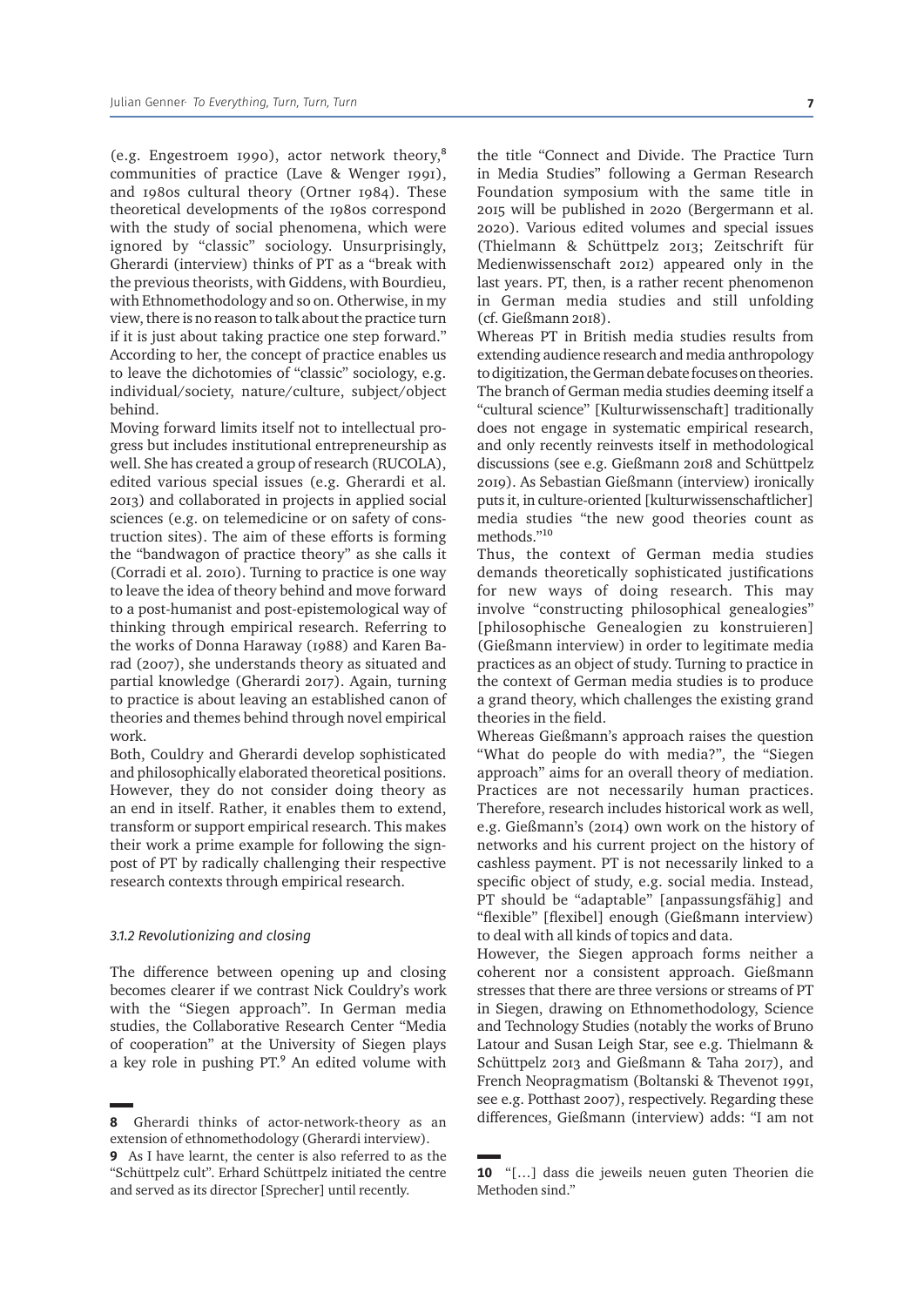(e.g. Engestroem 1990), actor network theory,[8] communities of practice (Lave & Wenger 1991), and 1980s cultural theory (Ortner 1984). These theoretical developments of the 1980s correspond with the study of social phenomena, which were ignored by "classic" sociology. Unsurprisingly, Gherardi (interview) thinks of PT as a "break with the previous theorists, with Giddens, with Bourdieu, with Ethnomethodology and so on. Otherwise, in my view, there is no reason to talk about the practice turn if it is just about taking practice one step forward." According to her, the concept of practice enables us to leave the dichotomies of "classic" sociology, e.g. individual/society, nature/culture, subject/object behind.

Moving forward limits itself not to intellectual progress but includes institutional entrepreneurship as well. She has created a group of research (RUCOLA), edited various special issues (e.g. Gherardi et al. 2013) and collaborated in projects in applied social sciences (e.g. on telemedicine or on safety of construction sites). The aim of these efforts is forming the "bandwagon of practice theory" as she calls it (Corradi et al. 2010). Turning to practice is one way to leave the idea of theory behind and move forward to a post-humanist and post-epistemological way of thinking through empirical research. Referring to the works of Donna Haraway (1988) and Karen Barad (2007), she understands theory as situated and partial knowledge (Gherardi 2017). Again, turning to practice is about leaving an established canon of theories and themes behind through novel empirical work.

Both, Couldry and Gherardi develop sophisticated and philosophically elaborated theoretical positions. However, they do not consider doing theory as an end in itself. Rather, it enables them to extend, transform or support empirical research. This makes their work a prime example for following the signpost of PT by radically challenging their respective research contexts through empirical research.

#### *3.1.2 Revolutionizing and closing*

The difference between opening up and closing becomes clearer if we contrast Nick Couldry's work with the "Siegen approach". In German media studies, the Collaborative Research Center "Media of cooperation" at the University of Siegen plays a key role in pushing PT.[9] An edited volume with the title "Connect and Divide. The Practice Turn in Media Studies" following a German Research Foundation symposium with the same title in 2015 will be published in 2020 (Bergermann et al. 2020). Various edited volumes and special issues (Thielmann & Schüttpelz 2013; Zeitschrift für Medienwissenschaft 2012) appeared only in the last years. PT, then, is a rather recent phenomenon in German media studies and still unfolding (cf. Gießmann 2018).

Whereas PT in British media studies results from extending audience research and media anthropology to digitization, the German debate focuses on theories. The branch of German media studies deeming itself a "cultural science" [Kulturwissenschaft] traditionally does not engage in systematic empirical research, and only recently reinvests itself in methodological discussions (see e.g. Gießmann 2018 and Schüttpelz 2019). As Sebastian Gießmann (interview) ironically puts it, in culture-oriented [kulturwissenschaftlicher] media studies "the new good theories count as methods."[10]

Thus, the context of German media studies demands theoretically sophisticated justifications for new ways of doing research. This may involve "constructing philosophical genealogies" [philosophische Genealogien zu konstruieren] (Gießmann interview) in order to legitimate media practices as an object of study. Turning to practice in the context of German media studies is to produce a grand theory, which challenges the existing grand theories in the field.

Whereas Gießmann's approach raises the question "What do people do with media?", the "Siegen approach" aims for an overall theory of mediation. Practices are not necessarily human practices. Therefore, research includes historical work as well, e.g. Gießmann's (2014) own work on the history of networks and his current project on the history of cashless payment. PT is not necessarily linked to a specific object of study, e.g. social media. Instead, PT should be "adaptable" [anpassungsfähig] and "flexible" [flexibel] enough (Gießmann interview) to deal with all kinds of topics and data.

However, the Siegen approach forms neither a coherent nor a consistent approach. Gießmann stresses that there are three versions or streams of PT in Siegen, drawing on Ethnomethodology, Science and Technology Studies (notably the works of Bruno Latour and Susan Leigh Star, see e.g. Thielmann & Schüttpelz 2013 and Gießmann & Taha 2017), and French Neopragmatism (Boltanski & Thevenot 1991, see e.g. Potthast 2007), respectively. Regarding these differences, Gießmann (interview) adds: "I am not

---

[8] Gherardi thinks of actor-network-theory as an extension of ethnomethodology (Gherardi interview).

[9] As I have learnt, the center is also referred to as the "Schüttpelz cult". Erhard Schüttpelz initiated the centre and served as its director [Sprecher] until recently.

[10] "[…] dass die jeweils neuen guten Theorien die Methoden sind."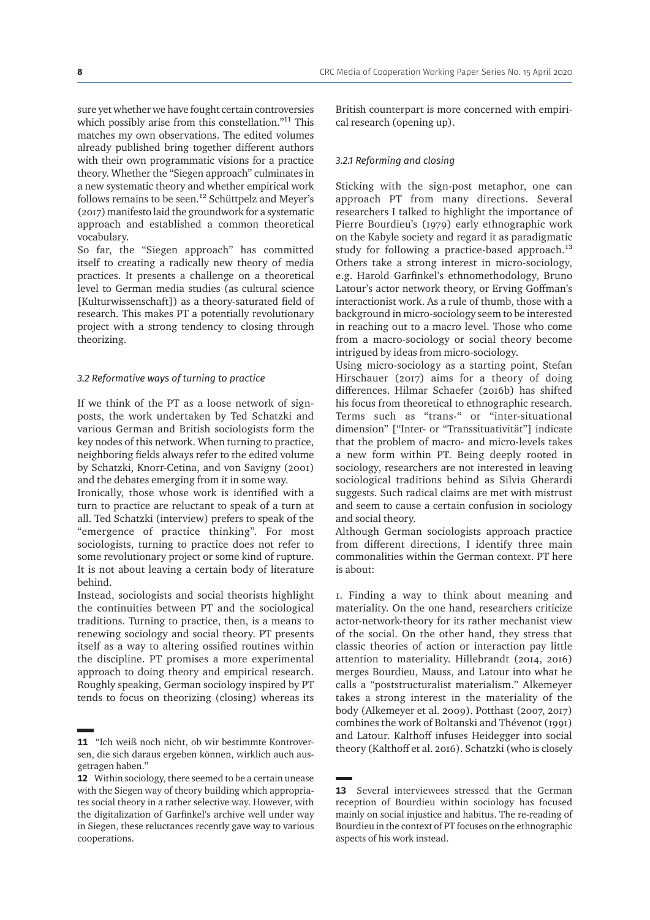sure yet whether we have fought certain controversies which possibly arise from this constellation."[11] This matches my own observations. The edited volumes already published bring together different authors with their own programmatic visions for a practice theory. Whether the "Siegen approach" culminates in a new systematic theory and whether empirical work follows remains to be seen.[12] Schüttpelz and Meyer's (2017) manifesto laid the groundwork for a systematic approach and established a common theoretical vocabulary.

So far, the "Siegen approach" has committed itself to creating a radically new theory of media practices. It presents a challenge on a theoretical level to German media studies (as cultural science [Kulturwissenschaft]) as a theory-saturated field of research. This makes PT a potentially revolutionary project with a strong tendency to closing through theorizing.

### *3.2 Reformative ways of turning to practice*

If we think of the PT as a loose network of sign-posts, the work undertaken by Ted Schatzki and various German and British sociologists form the key nodes of this network. When turning to practice, neighboring fields always refer to the edited volume by Schatzki, Knorr-Cetina, and von Savigny (2001) and the debates emerging from it in some way.

Ironically, those whose work is identified with a turn to practice are reluctant to speak of a turn at all. Ted Schatzki (interview) prefers to speak of the "emergence of practice thinking". For most sociologists, turning to practice does not refer to some revolutionary project or some kind of rupture. It is not about leaving a certain body of literature behind.

Instead, sociologists and social theorists highlight the continuities between PT and the sociological traditions. Turning to practice, then, is a means to renewing sociology and social theory. PT presents itself as a way to altering ossified routines within the discipline. PT promises a more experimental approach to doing theory and empirical research. Roughly speaking, German sociology inspired by PT tends to focus on theorizing (closing) whereas its British counterpart is more concerned with empirical research (opening up).

#### *3.2.1 Reforming and closing*

Sticking with the sign-post metaphor, one can approach PT from many directions. Several researchers I talked to highlight the importance of Pierre Bourdieu's (1979) early ethnographic work on the Kabyle society and regard it as paradigmatic study for following a practice-based approach.[13] Others take a strong interest in micro-sociology, e.g. Harold Garfinkel's ethnomethodology, Bruno Latour's actor network theory, or Erving Goffman's interactionist work. As a rule of thumb, those with a background in micro-sociology seem to be interested in reaching out to a macro level. Those who come from a macro-sociology or social theory become intrigued by ideas from micro-sociology.

Using micro-sociology as a starting point, Stefan Hirschauer (2017) aims for a theory of doing differences. Hilmar Schaefer (2016b) has shifted his focus from theoretical to ethnographic research. Terms such as "trans-" or "inter-situational dimension" ["Inter- or "Transsituativität"] indicate that the problem of macro- and micro-levels takes a new form within PT. Being deeply rooted in sociology, researchers are not interested in leaving sociological traditions behind as Silvia Gherardi suggests. Such radical claims are met with mistrust and seem to cause a certain confusion in sociology and social theory.

Although German sociologists approach practice from different directions, I identify three main commonalities within the German context. PT here is about:

1. Finding a way to think about meaning and materiality. On the one hand, researchers criticize actor-network-theory for its rather mechanist view of the social. On the other hand, they stress that classic theories of action or interaction pay little attention to materiality. Hillebrandt (2014, 2016) merges Bourdieu, Mauss, and Latour into what he calls a "poststructuralist materialism." Alkemeyer takes a strong interest in the materiality of the body (Alkemeyer et al. 2009). Potthast (2007, 2017) combines the work of Boltanski and Thévenot (1991) and Latour. Kalthoff infuses Heidegger into social theory (Kalthoff et al. 2016). Schatzki (who is closely

---

11 "Ich weiß noch nicht, ob wir bestimmte Kontroversen, die sich daraus ergeben können, wirklich auch ausgetragen haben."

12 Within sociology, there seemed to be a certain unease with the Siegen way of theory building which appropriates social theory in a rather selective way. However, with the digitalization of Garfinkel's archive well under way in Siegen, these reluctances recently gave way to various cooperations.

13 Several interviewees stressed that the German reception of Bourdieu within sociology has focused mainly on social injustice and habitus. The re-reading of Bourdieu in the context of PT focuses on the ethnographic aspects of his work instead.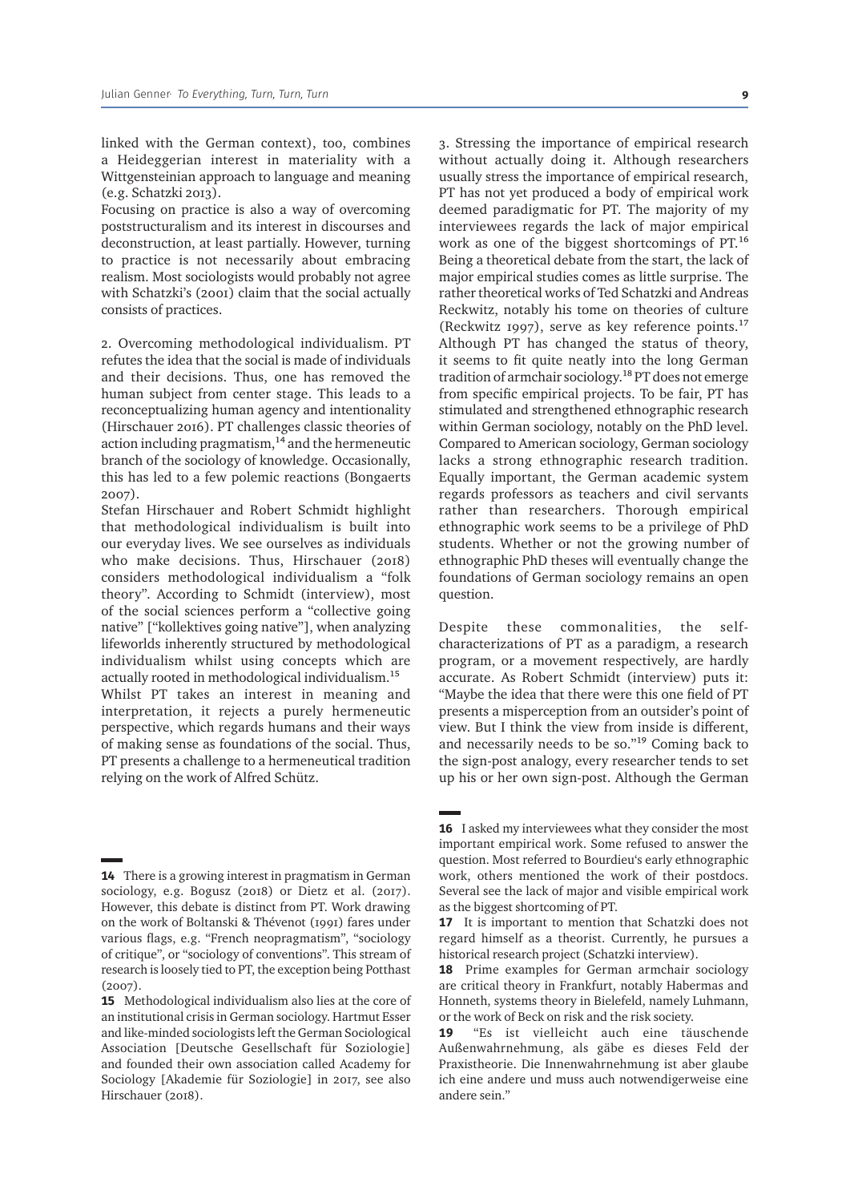linked with the German context), too, combines a Heideggerian interest in materiality with a Wittgensteinian approach to language and meaning (e.g. Schatzki 2013).

Focusing on practice is also a way of overcoming poststructuralism and its interest in discourses and deconstruction, at least partially. However, turning to practice is not necessarily about embracing realism. Most sociologists would probably not agree with Schatzki's (2001) claim that the social actually consists of practices.

2. Overcoming methodological individualism. PT refutes the idea that the social is made of individuals and their decisions. Thus, one has removed the human subject from center stage. This leads to a reconceptualizing human agency and intentionality (Hirschauer 2016). PT challenges classic theories of action including pragmatism,[14] and the hermeneutic branch of the sociology of knowledge. Occasionally, this has led to a few polemic reactions (Bongaerts 2007).

Stefan Hirschauer and Robert Schmidt highlight that methodological individualism is built into our everyday lives. We see ourselves as individuals who make decisions. Thus, Hirschauer (2018) considers methodological individualism a "folk theory". According to Schmidt (interview), most of the social sciences perform a "collective going native" ["kollektives going native"], when analyzing lifeworlds inherently structured by methodological individualism whilst using concepts which are actually rooted in methodological individualism.[15]

Whilst PT takes an interest in meaning and interpretation, it rejects a purely hermeneutic perspective, which regards humans and their ways of making sense as foundations of the social. Thus, PT presents a challenge to a hermeneutical tradition relying on the work of Alfred Schütz.

3. Stressing the importance of empirical research without actually doing it. Although researchers usually stress the importance of empirical research, PT has not yet produced a body of empirical work deemed paradigmatic for PT. The majority of my interviewees regards the lack of major empirical work as one of the biggest shortcomings of PT.[16] Being a theoretical debate from the start, the lack of major empirical studies comes as little surprise. The rather theoretical works of Ted Schatzki and Andreas Reckwitz, notably his tome on theories of culture (Reckwitz 1997), serve as key reference points.[17] Although PT has changed the status of theory, it seems to fit quite neatly into the long German tradition of armchair sociology.[18] PT does not emerge from specific empirical projects. To be fair, PT has stimulated and strengthened ethnographic research within German sociology, notably on the PhD level. Compared to American sociology, German sociology lacks a strong ethnographic research tradition. Equally important, the German academic system regards professors as teachers and civil servants rather than researchers. Thorough empirical ethnographic work seems to be a privilege of PhD students. Whether or not the growing number of ethnographic PhD theses will eventually change the foundations of German sociology remains an open question.

Despite these commonalities, the self-characterizations of PT as a paradigm, a research program, or a movement respectively, are hardly accurate. As Robert Schmidt (interview) puts it: "Maybe the idea that there were this one field of PT presents a misperception from an outsider's point of view. But I think the view from inside is different, and necessarily needs to be so."[19] Coming back to the sign-post analogy, every researcher tends to set up his or her own sign-post. Although the German

---

**14** There is a growing interest in pragmatism in German sociology, e.g. Bogusz (2018) or Dietz et al. (2017). However, this debate is distinct from PT. Work drawing on the work of Boltanski & Thévenot (1991) fares under various flags, e.g. "French neopragmatism", "sociology of critique", or "sociology of conventions". This stream of research is loosely tied to PT, the exception being Potthast (2007).

**15** Methodological individualism also lies at the core of an institutional crisis in German sociology. Hartmut Esser and like-minded sociologists left the German Sociological Association [Deutsche Gesellschaft für Soziologie] and founded their own association called Academy for Sociology [Akademie für Soziologie] in 2017, see also Hirschauer (2018).

**16** I asked my interviewees what they consider the most important empirical work. Some refused to answer the question. Most referred to Bourdieu's early ethnographic work, others mentioned the work of their postdocs. Several see the lack of major and visible empirical work as the biggest shortcoming of PT.

**17** It is important to mention that Schatzki does not regard himself as a theorist. Currently, he pursues a historical research project (Schatzki interview).

**18** Prime examples for German armchair sociology are critical theory in Frankfurt, notably Habermas and Honneth, systems theory in Bielefeld, namely Luhmann, or the work of Beck on risk and the risk society.

**19** "Es ist vielleicht auch eine täuschende Außenwahrnehmung, als gäbe es dieses Feld der Praxistheorie. Die Innenwahrnehmung ist aber glaube ich eine andere und muss auch notwendigerweise eine andere sein."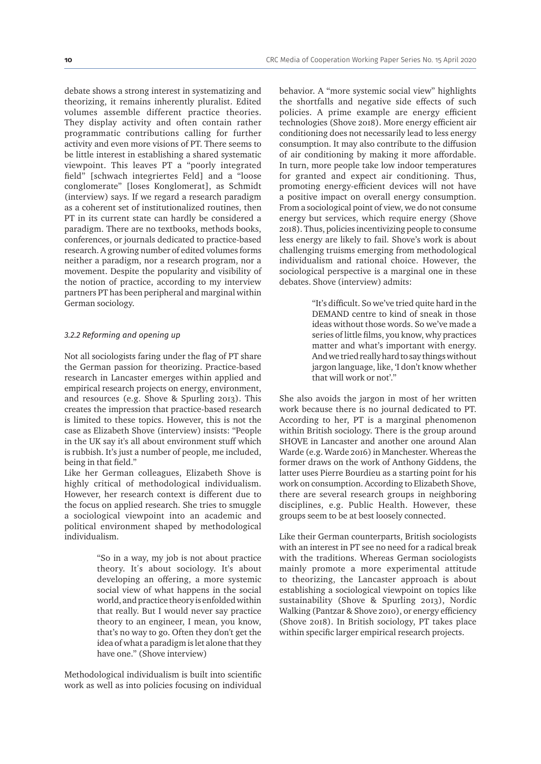debate shows a strong interest in systematizing and theorizing, it remains inherently pluralist. Edited volumes assemble different practice theories. They display activity and often contain rather programmatic contributions calling for further activity and even more visions of PT. There seems to be little interest in establishing a shared systematic viewpoint. This leaves PT a "poorly integrated field" [schwach integriertes Feld] and a "loose conglomerate" [loses Konglomerat], as Schmidt (interview) says. If we regard a research paradigm as a coherent set of institutionalized routines, then PT in its current state can hardly be considered a paradigm. There are no textbooks, methods books, conferences, or journals dedicated to practice-based research. A growing number of edited volumes forms neither a paradigm, nor a research program, nor a movement. Despite the popularity and visibility of the notion of practice, according to my interview partners PT has been peripheral and marginal within German sociology.

### *3.2.2 Reforming and opening up*

Not all sociologists faring under the flag of PT share the German passion for theorizing. Practice-based research in Lancaster emerges within applied and empirical research projects on energy, environment, and resources (e.g. Shove & Spurling 2013). This creates the impression that practice-based research is limited to these topics. However, this is not the case as Elizabeth Shove (interview) insists: "People in the UK say it's all about environment stuff which is rubbish. It's just a number of people, me included, being in that field."

Like her German colleagues, Elizabeth Shove is highly critical of methodological individualism. However, her research context is different due to the focus on applied research. She tries to smuggle a sociological viewpoint into an academic and political environment shaped by methodological individualism.

> "So in a way, my job is not about practice theory. It's about sociology. It's about developing an offering, a more systemic social view of what happens in the social world, and practice theory is enfolded within that really. But I would never say practice theory to an engineer, I mean, you know, that's no way to go. Often they don't get the idea of what a paradigm is let alone that they have one." (Shove interview)

Methodological individualism is built into scientific work as well as into policies focusing on individual behavior. A "more systemic social view" highlights the shortfalls and negative side effects of such policies. A prime example are energy efficient technologies (Shove 2018). More energy efficient air conditioning does not necessarily lead to less energy consumption. It may also contribute to the diffusion of air conditioning by making it more affordable. In turn, more people take low indoor temperatures for granted and expect air conditioning. Thus, promoting energy-efficient devices will not have a positive impact on overall energy consumption. From a sociological point of view, we do not consume energy but services, which require energy (Shove 2018). Thus, policies incentivizing people to consume less energy are likely to fail. Shove's work is about challenging truisms emerging from methodological individualism and rational choice. However, the sociological perspective is a marginal one in these debates. Shove (interview) admits:

> "It's difficult. So we've tried quite hard in the DEMAND centre to kind of sneak in those ideas without those words. So we've made a series of little films, you know, why practices matter and what's important with energy. And we tried really hard to say things without jargon language, like, 'I don't know whether that will work or not'."

She also avoids the jargon in most of her written work because there is no journal dedicated to PT. According to her, PT is a marginal phenomenon within British sociology. There is the group around SHOVE in Lancaster and another one around Alan Warde (e.g. Warde 2016) in Manchester. Whereas the former draws on the work of Anthony Giddens, the latter uses Pierre Bourdieu as a starting point for his work on consumption. According to Elizabeth Shove, there are several research groups in neighboring disciplines, e.g. Public Health. However, these groups seem to be at best loosely connected.

Like their German counterparts, British sociologists with an interest in PT see no need for a radical break with the traditions. Whereas German sociologists mainly promote a more experimental attitude to theorizing, the Lancaster approach is about establishing a sociological viewpoint on topics like sustainability (Shove & Spurling 2013), Nordic Walking (Pantzar & Shove 2010), or energy efficiency (Shove 2018). In British sociology, PT takes place within specific larger empirical research projects.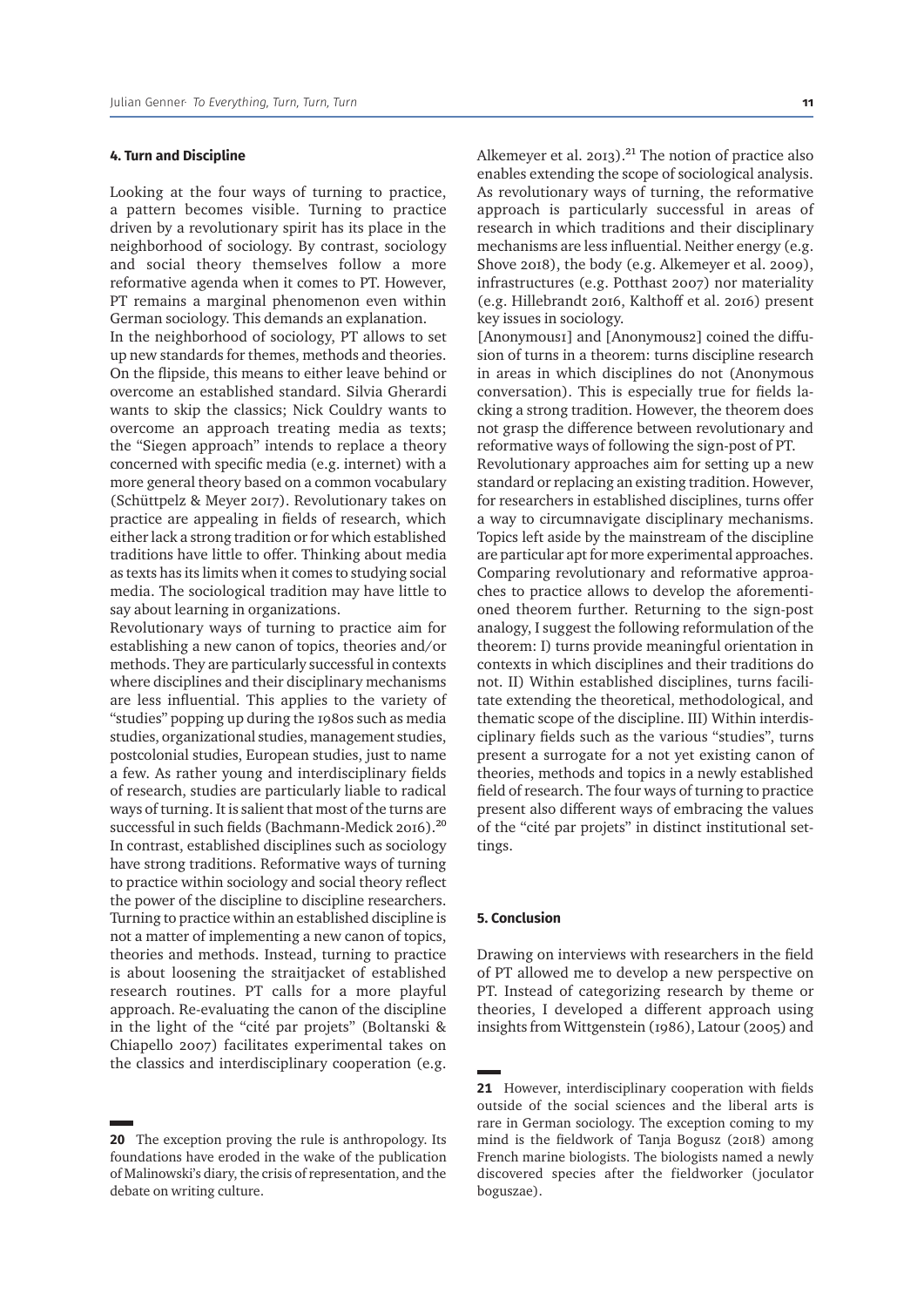## 4. Turn and Discipline

Looking at the four ways of turning to practice, a pattern becomes visible. Turning to practice driven by a revolutionary spirit has its place in the neighborhood of sociology. By contrast, sociology and social theory themselves follow a more reformative agenda when it comes to PT. However, PT remains a marginal phenomenon even within German sociology. This demands an explanation.

In the neighborhood of sociology, PT allows to set up new standards for themes, methods and theories. On the flipside, this means to either leave behind or overcome an established standard. Silvia Gherardi wants to skip the classics; Nick Couldry wants to overcome an approach treating media as texts; the "Siegen approach" intends to replace a theory concerned with specific media (e.g. internet) with a more general theory based on a common vocabulary (Schüttpelz & Meyer 2017). Revolutionary takes on practice are appealing in fields of research, which either lack a strong tradition or for which established traditions have little to offer. Thinking about media as texts has its limits when it comes to studying social media. The sociological tradition may have little to say about learning in organizations.

Revolutionary ways of turning to practice aim for establishing a new canon of topics, theories and/or methods. They are particularly successful in contexts where disciplines and their disciplinary mechanisms are less influential. This applies to the variety of "studies" popping up during the 1980s such as media studies, organizational studies, management studies, postcolonial studies, European studies, just to name a few. As rather young and interdisciplinary fields of research, studies are particularly liable to radical ways of turning. It is salient that most of the turns are successful in such fields (Bachmann-Medick 2016).[20]

In contrast, established disciplines such as sociology have strong traditions. Reformative ways of turning to practice within sociology and social theory reflect the power of the discipline to discipline researchers. Turning to practice within an established discipline is not a matter of implementing a new canon of topics, theories and methods. Instead, turning to practice is about loosening the straitjacket of established research routines. PT calls for a more playful approach. Re-evaluating the canon of the discipline in the light of the "cité par projets" (Boltanski & Chiapello 2007) facilitates experimental takes on the classics and interdisciplinary cooperation (e.g. Alkemeyer et al. 2013).[21] The notion of practice also enables extending the scope of sociological analysis. As revolutionary ways of turning, the reformative approach is particularly successful in areas of research in which traditions and their disciplinary mechanisms are less influential. Neither energy (e.g. Shove 2018), the body (e.g. Alkemeyer et al. 2009), infrastructures (e.g. Potthast 2007) nor materiality (e.g. Hillebrandt 2016, Kalthoff et al. 2016) present key issues in sociology.

[Anonymous1] and [Anonymous2] coined the diffusion of turns in a theorem: turns discipline research in areas in which disciplines do not (Anonymous conversation). This is especially true for fields lacking a strong tradition. However, the theorem does not grasp the difference between revolutionary and reformative ways of following the sign-post of PT.

Revolutionary approaches aim for setting up a new standard or replacing an existing tradition. However, for researchers in established disciplines, turns offer a way to circumnavigate disciplinary mechanisms. Topics left aside by the mainstream of the discipline are particular apt for more experimental approaches. Comparing revolutionary and reformative approaches to practice allows to develop the aforementioned theorem further. Returning to the sign-post analogy, I suggest the following reformulation of the theorem: I) turns provide meaningful orientation in contexts in which disciplines and their traditions do not. II) Within established disciplines, turns facilitate extending the theoretical, methodological, and thematic scope of the discipline. III) Within interdisciplinary fields such as the various "studies", turns present a surrogate for a not yet existing canon of theories, methods and topics in a newly established field of research. The four ways of turning to practice present also different ways of embracing the values of the "cité par projets" in distinct institutional settings.

## 5. Conclusion

Drawing on interviews with researchers in the field of PT allowed me to develop a new perspective on PT. Instead of categorizing research by theme or theories, I developed a different approach using insights from Wittgenstein (1986), Latour (2005) and

---

[20] The exception proving the rule is anthropology. Its foundations have eroded in the wake of the publication of Malinowski's diary, the crisis of representation, and the debate on writing culture.

[21] However, interdisciplinary cooperation with fields outside of the social sciences and the liberal arts is rare in German sociology. The exception coming to my mind is the fieldwork of Tanja Bogusz (2018) among French marine biologists. The biologists named a newly discovered species after the fieldworker (joculator boguszae).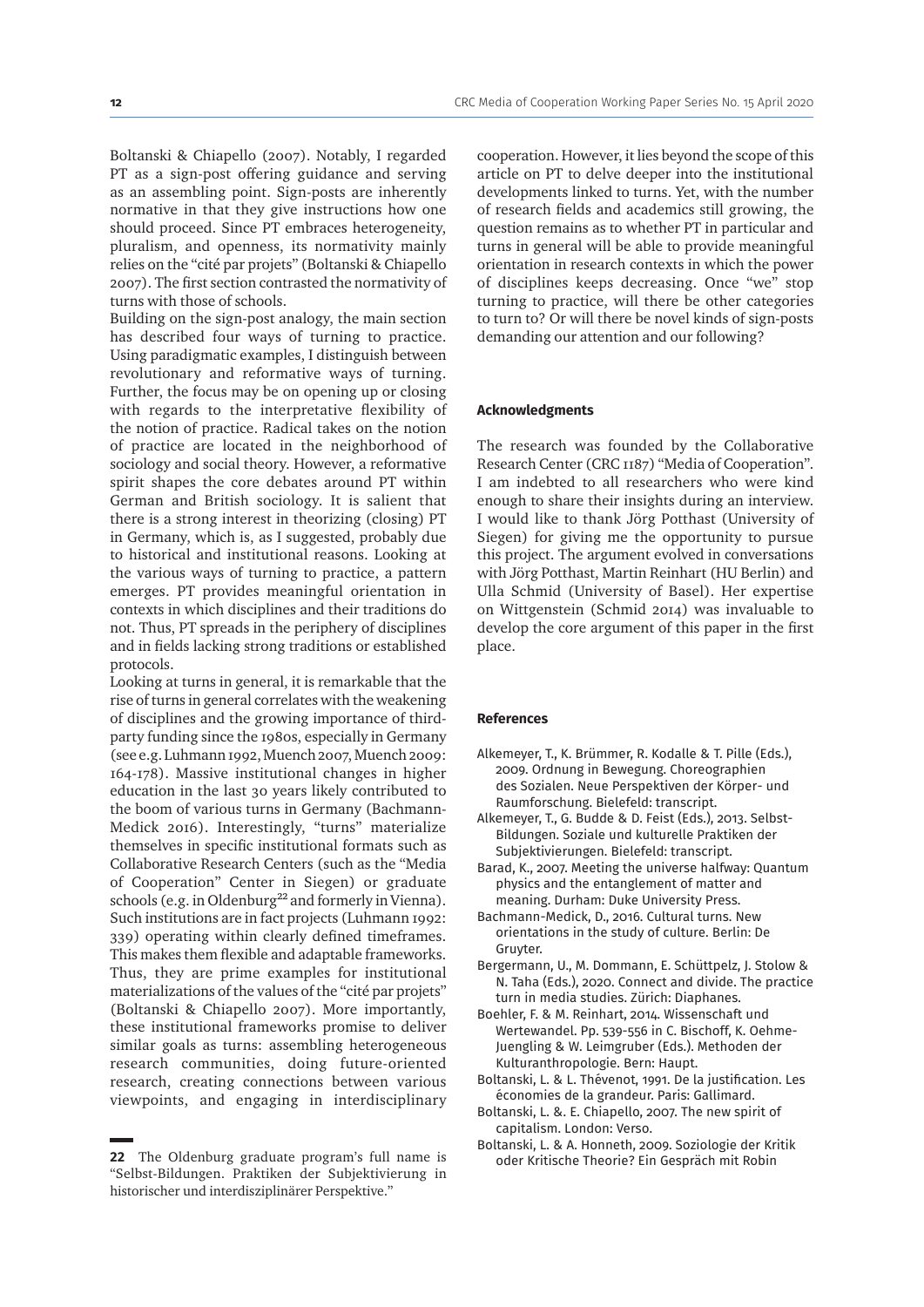Boltanski & Chiapello (2007). Notably, I regarded PT as a sign-post offering guidance and serving as an assembling point. Sign-posts are inherently normative in that they give instructions how one should proceed. Since PT embraces heterogeneity, pluralism, and openness, its normativity mainly relies on the "cité par projets" (Boltanski & Chiapello 2007). The first section contrasted the normativity of turns with those of schools.

Building on the sign-post analogy, the main section has described four ways of turning to practice. Using paradigmatic examples, I distinguish between revolutionary and reformative ways of turning. Further, the focus may be on opening up or closing with regards to the interpretative flexibility of the notion of practice. Radical takes on the notion of practice are located in the neighborhood of sociology and social theory. However, a reformative spirit shapes the core debates around PT within German and British sociology. It is salient that there is a strong interest in theorizing (closing) PT in Germany, which is, as I suggested, probably due to historical and institutional reasons. Looking at the various ways of turning to practice, a pattern emerges. PT provides meaningful orientation in contexts in which disciplines and their traditions do not. Thus, PT spreads in the periphery of disciplines and in fields lacking strong traditions or established protocols.

Looking at turns in general, it is remarkable that the rise of turns in general correlates with the weakening of disciplines and the growing importance of third-party funding since the 1980s, especially in Germany (see e.g. Luhmann 1992, Muench 2007, Muench 2009: 164-178). Massive institutional changes in higher education in the last 30 years likely contributed to the boom of various turns in Germany (Bachmann-Medick 2016). Interestingly, "turns" materialize themselves in specific institutional formats such as Collaborative Research Centers (such as the "Media of Cooperation" Center in Siegen) or graduate schools (e.g. in Oldenburg[22] and formerly in Vienna). Such institutions are in fact projects (Luhmann 1992: 339) operating within clearly defined timeframes. This makes them flexible and adaptable frameworks. Thus, they are prime examples for institutional materializations of the values of the "cité par projets" (Boltanski & Chiapello 2007). More importantly, these institutional frameworks promise to deliver similar goals as turns: assembling heterogeneous research communities, doing future-oriented research, creating connections between various viewpoints, and engaging in interdisciplinary cooperation. However, it lies beyond the scope of this article on PT to delve deeper into the institutional developments linked to turns. Yet, with the number of research fields and academics still growing, the question remains as to whether PT in particular and turns in general will be able to provide meaningful orientation in research contexts in which the power of disciplines keeps decreasing. Once "we" stop turning to practice, will there be other categories to turn to? Or will there be novel kinds of sign-posts demanding our attention and our following?

[22] The Oldenburg graduate program's full name is "Selbst-Bildungen. Praktiken der Subjektivierung in historischer und interdisziplinärer Perspektive."

#### Acknowledgments

The research was founded by the Collaborative Research Center (CRC 1187) "Media of Cooperation". I am indebted to all researchers who were kind enough to share their insights during an interview. I would like to thank Jörg Potthast (University of Siegen) for giving me the opportunity to pursue this project. The argument evolved in conversations with Jörg Potthast, Martin Reinhart (HU Berlin) and Ulla Schmid (University of Basel). Her expertise on Wittgenstein (Schmid 2014) was invaluable to develop the core argument of this paper in the first place.

#### References

- Alkemeyer, T., K. Brümmer, R. Kodalle & T. Pille (Eds.), 2009. Ordnung in Bewegung. Choreographien des Sozialen. Neue Perspektiven der Körper- und Raumforschung. Bielefeld: transcript.
- Alkemeyer, T., G. Budde & D. Feist (Eds.), 2013. Selbst-Bildungen. Soziale und kulturelle Praktiken der Subjektivierungen. Bielefeld: transcript.
- Barad, K., 2007. Meeting the universe halfway: Quantum physics and the entanglement of matter and meaning. Durham: Duke University Press.
- Bachmann-Medick, D., 2016. Cultural turns. New orientations in the study of culture. Berlin: De Gruyter.
- Bergermann, U., M. Dommann, E. Schüttpelz, J. Stolow & N. Taha (Eds.), 2020. Connect and divide. The practice turn in media studies. Zürich: Diaphanes.
- Boehler, F. & M. Reinhart, 2014. Wissenschaft und Wertewandel. Pp. 539-556 in C. Bischoff, K. Oehme-Juengling & W. Leimgruber (Eds.). Methoden der Kulturanthropologie. Bern: Haupt.
- Boltanski, L. & L. Thévenot, 1991. De la justification. Les économies de la grandeur. Paris: Gallimard.
- Boltanski, L. &. E. Chiapello, 2007. The new spirit of capitalism. London: Verso.
- Boltanski, L. & A. Honneth, 2009. Soziologie der Kritik oder Kritische Theorie? Ein Gespräch mit Robin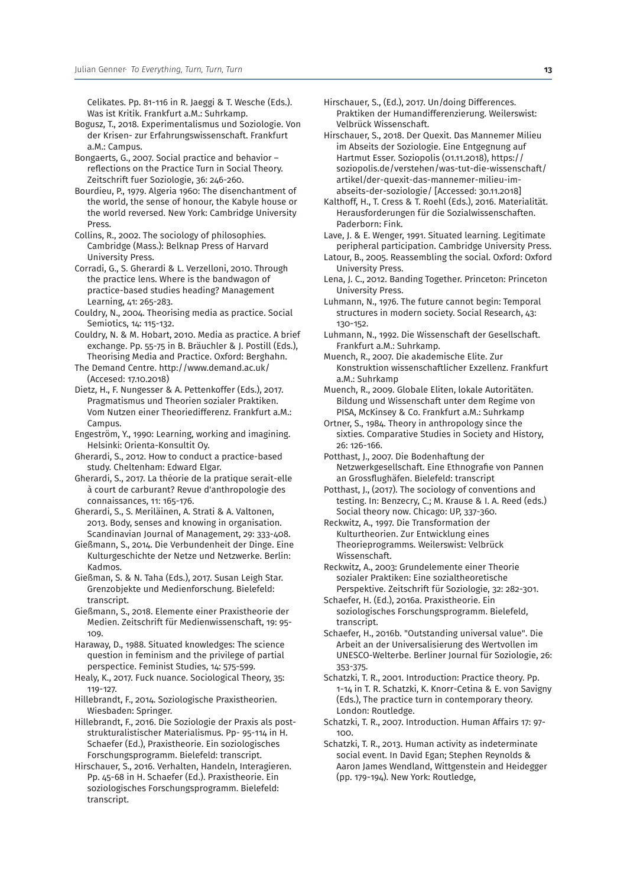Celikates. Pp. 81-116 in R. Jaeggi & T. Wesche (Eds.). Was ist Kritik. Frankfurt a.M.: Suhrkamp.

Bogusz, T., 2018. Experimentalismus und Soziologie. Von der Krisen- zur Erfahrungswissenschaft. Frankfurt a.M.: Campus.

Bongaerts, G., 2007. Social practice and behavior – reflections on the Practice Turn in Social Theory. Zeitschrift fuer Soziologie, 36: 246-260.

Bourdieu, P., 1979. Algeria 1960: The disenchantment of the world, the sense of honour, the Kabyle house or the world reversed. New York: Cambridge University Press.

Collins, R., 2002. The sociology of philosophies. Cambridge (Mass.): Belknap Press of Harvard University Press.

Corradi, G., S. Gherardi & L. Verzelloni, 2010. Through the practice lens. Where is the bandwagon of practice-based studies heading? Management Learning, 41: 265-283.

Couldry, N., 2004. Theorising media as practice. Social Semiotics, 14: 115-132.

Couldry, N. & M. Hobart, 2010. Media as practice. A brief exchange. Pp. 55-75 in B. Bräuchler & J. Postill (Eds.), Theorising Media and Practice. Oxford: Berghahn.

The Demand Centre. http://www.demand.ac.uk/ (Accesed: 17.10.2018)

Dietz, H., F. Nungesser & A. Pettenkoffer (Eds.), 2017. Pragmatismus und Theorien sozialer Praktiken. Vom Nutzen einer Theoriedifferenz. Frankfurt a.M.: Campus.

Engeström, Y., 1990: Learning, working and imagining. Helsinki: Orienta-Konsultit Oy.

Gherardi, S., 2012. How to conduct a practice-based study. Cheltenham: Edward Elgar.

Gherardi, S., 2017. La théorie de la pratique serait-elle à court de carburant? Revue d'anthropologie des connaissances, 11: 165-176.

Gherardi, S., S. Meriläinen, A. Strati & A. Valtonen, 2013. Body, senses and knowing in organisation. Scandinavian Journal of Management, 29: 333-408.

Gießmann, S., 2014. Die Verbundenheit der Dinge. Eine Kulturgeschichte der Netze und Netzwerke. Berlin: Kadmos.

Gießman, S. & N. Taha (Eds.), 2017. Susan Leigh Star. Grenzobjekte und Medienforschung. Bielefeld: transcript.

Gießmann, S., 2018. Elemente einer Praxistheorie der Medien. Zeitschrift für Medienwissenschaft, 19: 95-109.

Haraway, D., 1988. Situated knowledges: The science question in feminism and the privilege of partial perspectice. Feminist Studies, 14: 575-599.

Healy, K., 2017. Fuck nuance. Sociological Theory, 35: 119-127.

Hillebrandt, F., 2014. Soziologische Praxistheorien. Wiesbaden: Springer.

Hillebrandt, F., 2016. Die Soziologie der Praxis als post-strukturalistischer Materialismus. Pp- 95-114 in H. Schaefer (Ed.), Praxistheorie. Ein soziologisches Forschungsprogramm. Bielefeld: transcript.

Hirschauer, S., 2016. Verhalten, Handeln, Interagieren. Pp. 45-68 in H. Schaefer (Ed.). Praxistheorie. Ein soziologisches Forschungsprogramm. Bielefeld: transcript.

Hirschauer, S., (Ed.), 2017. Un/doing Differences. Praktiken der Humandifferenzierung. Weilerswist: Velbrück Wissenschaft.

Hirschauer, S., 2018. Der Quexit. Das Mannemer Milieu im Abseits der Soziologie. Eine Entgegnung auf Hartmut Esser. Soziopolis (01.11.2018), https://soziopolis.de/verstehen/was-tut-die-wissenschaft/artikel/der-quexit-das-mannemer-milieu-im-abseits-der-soziologie/ [Accessed: 30.11.2018]

Kalthoff, H., T. Cress & T. Roehl (Eds.), 2016. Materialität. Herausforderungen für die Sozialwissenschaften. Paderborn: Fink.

Lave, J. & E. Wenger, 1991. Situated learning. Legitimate peripheral participation. Cambridge University Press.

Latour, B., 2005. Reassembling the social. Oxford: Oxford University Press.

Lena, J. C., 2012. Banding Together. Princeton: Princeton University Press.

Luhmann, N., 1976. The future cannot begin: Temporal structures in modern society. Social Research, 43: 130-152.

Luhmann, N., 1992. Die Wissenschaft der Gesellschaft. Frankfurt a.M.: Suhrkamp.

Muench, R., 2007. Die akademische Elite. Zur Konstruktion wissenschaftlicher Exzellenz. Frankfurt a.M.: Suhrkamp

Muench, R., 2009. Globale Eliten, lokale Autoritäten. Bildung und Wissenschaft unter dem Regime von PISA, McKinsey & Co. Frankfurt a.M.: Suhrkamp

Ortner, S., 1984. Theory in anthropology since the sixties. Comparative Studies in Society and History, 26: 126-166.

Potthast, J., 2007. Die Bodenhaftung der Netzwerkgesellschaft. Eine Ethnografie von Pannen an Grossflughäfen. Bielefeld: transcript

Potthast, J., (2017). The sociology of conventions and testing. In: Benzecry, C.; M. Krause & I. A. Reed (eds.) Social theory now. Chicago: UP, 337-360.

Reckwitz, A., 1997. Die Transformation der Kulturtheorien. Zur Entwicklung eines Theorieprogramms. Weilerswist: Velbrück Wissenschaft.

Reckwitz, A., 2003: Grundelemente einer Theorie sozialer Praktiken: Eine sozialtheoretische Perspektive. Zeitschrift für Soziologie, 32: 282-301.

Schaefer, H. (Ed.), 2016a. Praxistheorie. Ein soziologisches Forschungsprogramm. Bielefeld, transcript.

Schaefer, H., 2016b. "Outstanding universal value". Die Arbeit an der Universalisierung des Wertvollen im UNESCO-Welterbe. Berliner Journal für Soziologie, 26: 353-375.

Schatzki, T. R., 2001. Introduction: Practice theory. Pp. 1-14 in T. R. Schatzki, K. Knorr-Cetina & E. von Savigny (Eds.), The practice turn in contemporary theory. London: Routledge.

Schatzki, T. R., 2007. Introduction. Human Affairs 17: 97-100.

Schatzki, T. R., 2013. Human activity as indeterminate social event. In David Egan; Stephen Reynolds & Aaron James Wendland, Wittgenstein and Heidegger (pp. 179-194). New York: Routledge,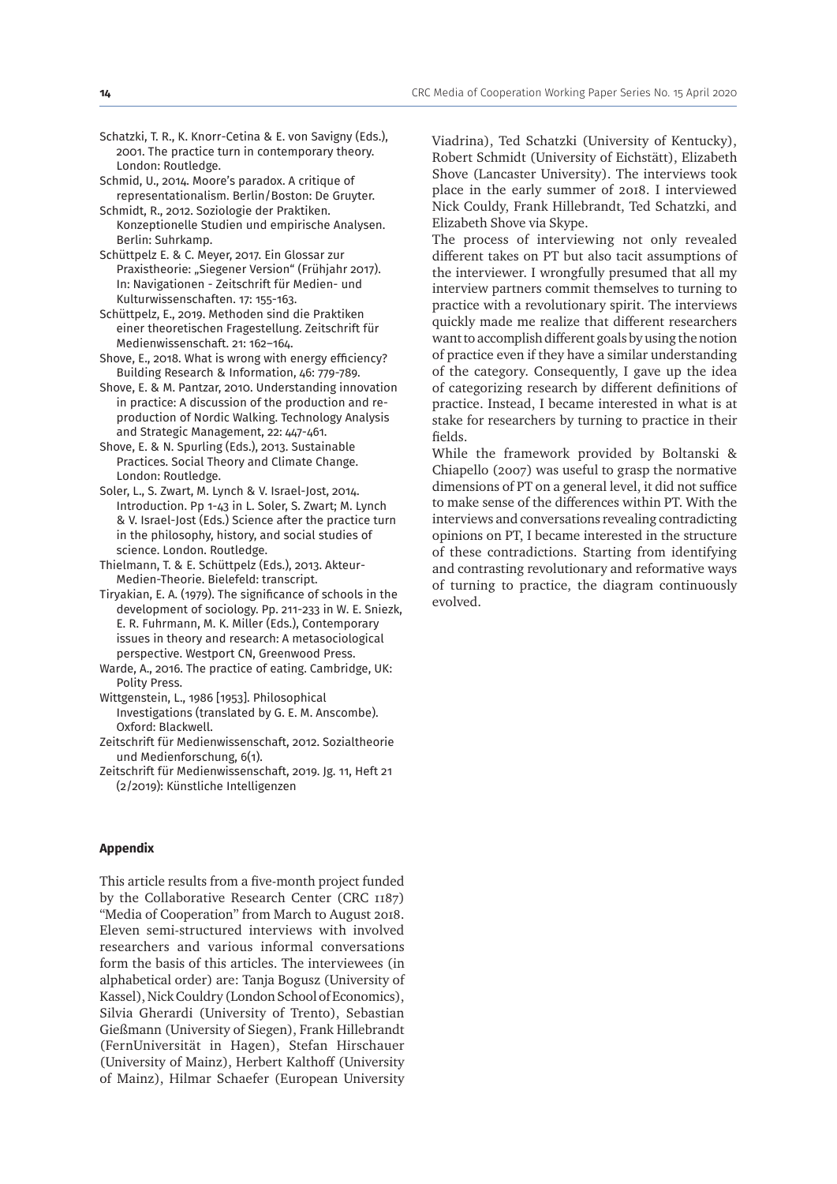Schatzki, T. R., K. Knorr-Cetina & E. von Savigny (Eds.), 2001. The practice turn in contemporary theory. London: Routledge.

Schmid, U., 2014. Moore's paradox. A critique of representationalism. Berlin/Boston: De Gruyter.

Schmidt, R., 2012. Soziologie der Praktiken. Konzeptionelle Studien und empirische Analysen. Berlin: Suhrkamp.

Schüttpelz E. & C. Meyer, 2017. Ein Glossar zur Praxistheorie: „Siegener Version" (Frühjahr 2017). In: Navigationen - Zeitschrift für Medien- und Kulturwissenschaften. 17: 155-163.

Schüttpelz, E., 2019. Methoden sind die Praktiken einer theoretischen Fragestellung. Zeitschrift für Medienwissenschaft. 21: 162–164.

Shove, E., 2018. What is wrong with energy efficiency? Building Research & Information, 46: 779-789.

Shove, E. & M. Pantzar, 2010. Understanding innovation in practice: A discussion of the production and reproduction of Nordic Walking. Technology Analysis and Strategic Management, 22: 447-461.

Shove, E. & N. Spurling (Eds.), 2013. Sustainable Practices. Social Theory and Climate Change. London: Routledge.

Soler, L., S. Zwart, M. Lynch & V. Israel-Jost, 2014. Introduction. Pp 1-43 in L. Soler, S. Zwart; M. Lynch & V. Israel-Jost (Eds.) Science after the practice turn in the philosophy, history, and social studies of science. London. Routledge.

Thielmann, T. & E. Schüttpelz (Eds.), 2013. Akteur-Medien-Theorie. Bielefeld: transcript.

Tiryakian, E. A. (1979). The significance of schools in the development of sociology. Pp. 211-233 in W. E. Sniezk, E. R. Fuhrmann, M. K. Miller (Eds.), Contemporary issues in theory and research: A metasociological perspective. Westport CN, Greenwood Press.

Warde, A., 2016. The practice of eating. Cambridge, UK: Polity Press.

Wittgenstein, L., 1986 [1953]. Philosophical Investigations (translated by G. E. M. Anscombe). Oxford: Blackwell.

Zeitschrift für Medienwissenschaft, 2012. Sozialtheorie und Medienforschung, 6(1).

Zeitschrift für Medienwissenschaft, 2019. Jg. 11, Heft 21 (2/2019): Künstliche Intelligenzen

## Appendix

This article results from a five-month project funded by the Collaborative Research Center (CRC 1187) "Media of Cooperation" from March to August 2018. Eleven semi-structured interviews with involved researchers and various informal conversations form the basis of this articles. The interviewees (in alphabetical order) are: Tanja Bogusz (University of Kassel), Nick Couldry (London School of Economics), Silvia Gherardi (University of Trento), Sebastian Gießmann (University of Siegen), Frank Hillebrandt (FernUniversität in Hagen), Stefan Hirschauer (University of Mainz), Herbert Kalthoff (University of Mainz), Hilmar Schaefer (European University Viadrina), Ted Schatzki (University of Kentucky), Robert Schmidt (University of Eichstätt), Elizabeth Shove (Lancaster University). The interviews took place in the early summer of 2018. I interviewed Nick Couldy, Frank Hillebrandt, Ted Schatzki, and Elizabeth Shove via Skype.

The process of interviewing not only revealed different takes on PT but also tacit assumptions of the interviewer. I wrongfully presumed that all my interview partners commit themselves to turning to practice with a revolutionary spirit. The interviews quickly made me realize that different researchers want to accomplish different goals by using the notion of practice even if they have a similar understanding of the category. Consequently, I gave up the idea of categorizing research by different definitions of practice. Instead, I became interested in what is at stake for researchers by turning to practice in their fields.

While the framework provided by Boltanski & Chiapello (2007) was useful to grasp the normative dimensions of PT on a general level, it did not suffice to make sense of the differences within PT. With the interviews and conversations revealing contradicting opinions on PT, I became interested in the structure of these contradictions. Starting from identifying and contrasting revolutionary and reformative ways of turning to practice, the diagram continuously evolved.